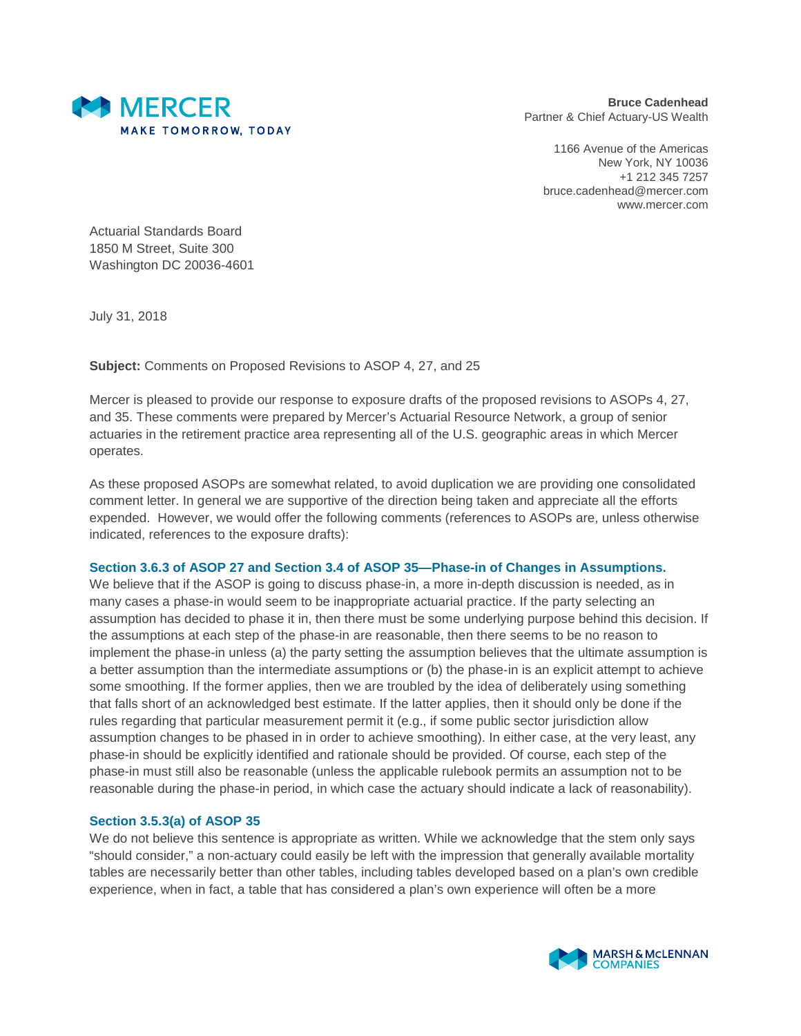**Bruce Cadenhead**
Partner & Chief Actuary-US Wealth

1166 Avenue of the Americas
New York, NY 10036
+1 212 345 7257
bruce.cadenhead@mercer.com
www.mercer.com

Actuarial Standards Board
1850 M Street, Suite 300
Washington DC 20036-4601

July 31, 2018

**Subject:** Comments on Proposed Revisions to ASOP 4, 27, and 25

Mercer is pleased to provide our response to exposure drafts of the proposed revisions to ASOPs 4, 27, and 35. These comments were prepared by Mercer's Actuarial Resource Network, a group of senior actuaries in the retirement practice area representing all of the U.S. geographic areas in which Mercer operates.

As these proposed ASOPs are somewhat related, to avoid duplication we are providing one consolidated comment letter. In general we are supportive of the direction being taken and appreciate all the efforts expended. However, we would offer the following comments (references to ASOPs are, unless otherwise indicated, references to the exposure drafts):

### Section 3.6.3 of ASOP 27 and Section 3.4 of ASOP 35—Phase-in of Changes in Assumptions.

We believe that if the ASOP is going to discuss phase-in, a more in-depth discussion is needed, as in many cases a phase-in would seem to be inappropriate actuarial practice. If the party selecting an assumption has decided to phase it in, then there must be some underlying purpose behind this decision. If the assumptions at each step of the phase-in are reasonable, then there seems to be no reason to implement the phase-in unless (a) the party setting the assumption believes that the ultimate assumption is a better assumption than the intermediate assumptions or (b) the phase-in is an explicit attempt to achieve some smoothing. If the former applies, then we are troubled by the idea of deliberately using something that falls short of an acknowledged best estimate. If the latter applies, then it should only be done if the rules regarding that particular measurement permit it (e.g., if some public sector jurisdiction allow assumption changes to be phased in in order to achieve smoothing). In either case, at the very least, any phase-in should be explicitly identified and rationale should be provided. Of course, each step of the phase-in must still also be reasonable (unless the applicable rulebook permits an assumption not to be reasonable during the phase-in period, in which case the actuary should indicate a lack of reasonability).

### Section 3.5.3(a) of ASOP 35

We do not believe this sentence is appropriate as written. While we acknowledge that the stem only says "should consider," a non-actuary could easily be left with the impression that generally available mortality tables are necessarily better than other tables, including tables developed based on a plan's own credible experience, when in fact, a table that has considered a plan's own experience will often be a more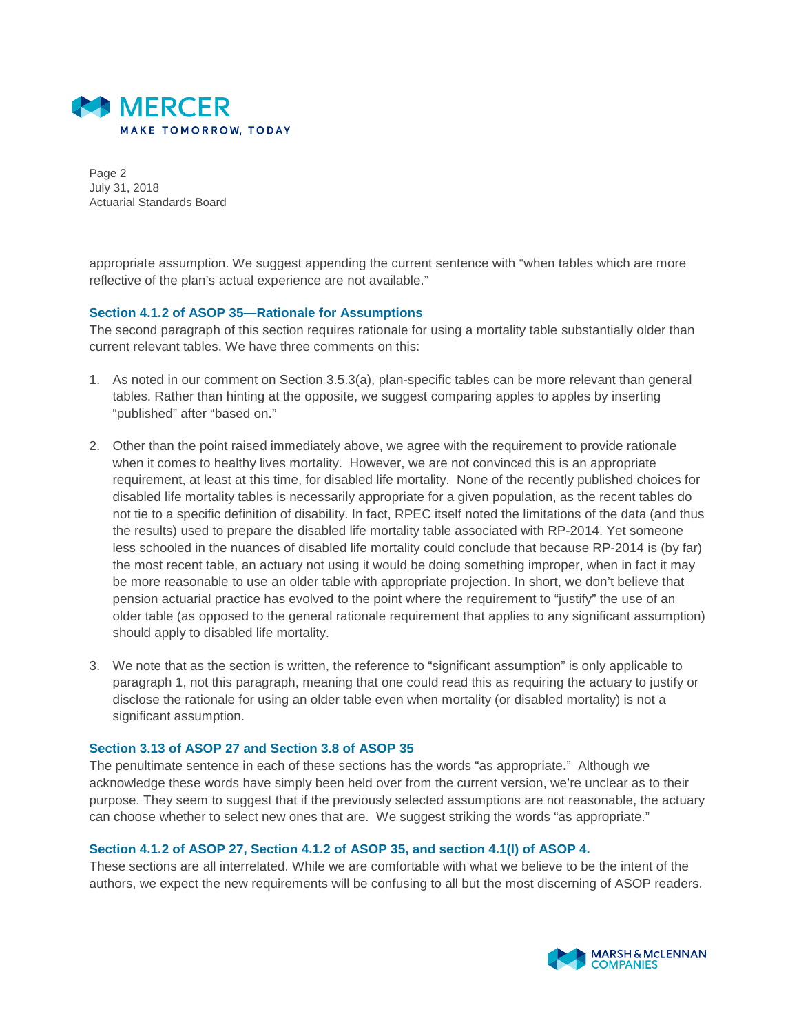appropriate assumption. We suggest appending the current sentence with "when tables which are more reflective of the plan's actual experience are not available."

### Section 4.1.2 of ASOP 35—Rationale for Assumptions

The second paragraph of this section requires rationale for using a mortality table substantially older than current relevant tables. We have three comments on this:

1. As noted in our comment on Section 3.5.3(a), plan-specific tables can be more relevant than general tables. Rather than hinting at the opposite, we suggest comparing apples to apples by inserting "published" after "based on."

2. Other than the point raised immediately above, we agree with the requirement to provide rationale when it comes to healthy lives mortality. However, we are not convinced this is an appropriate requirement, at least at this time, for disabled life mortality. None of the recently published choices for disabled life mortality tables is necessarily appropriate for a given population, as the recent tables do not tie to a specific definition of disability. In fact, RPEC itself noted the limitations of the data (and thus the results) used to prepare the disabled life mortality table associated with RP-2014. Yet someone less schooled in the nuances of disabled life mortality could conclude that because RP-2014 is (by far) the most recent table, an actuary not using it would be doing something improper, when in fact it may be more reasonable to use an older table with appropriate projection. In short, we don't believe that pension actuarial practice has evolved to the point where the requirement to "justify" the use of an older table (as opposed to the general rationale requirement that applies to any significant assumption) should apply to disabled life mortality.

3. We note that as the section is written, the reference to "significant assumption" is only applicable to paragraph 1, not this paragraph, meaning that one could read this as requiring the actuary to justify or disclose the rationale for using an older table even when mortality (or disabled mortality) is not a significant assumption.

### Section 3.13 of ASOP 27 and Section 3.8 of ASOP 35

The penultimate sentence in each of these sections has the words "as appropriate." Although we acknowledge these words have simply been held over from the current version, we're unclear as to their purpose. They seem to suggest that if the previously selected assumptions are not reasonable, the actuary can choose whether to select new ones that are. We suggest striking the words "as appropriate."

### Section 4.1.2 of ASOP 27, Section 4.1.2 of ASOP 35, and section 4.1(l) of ASOP 4.

These sections are all interrelated. While we are comfortable with what we believe to be the intent of the authors, we expect the new requirements will be confusing to all but the most discerning of ASOP readers.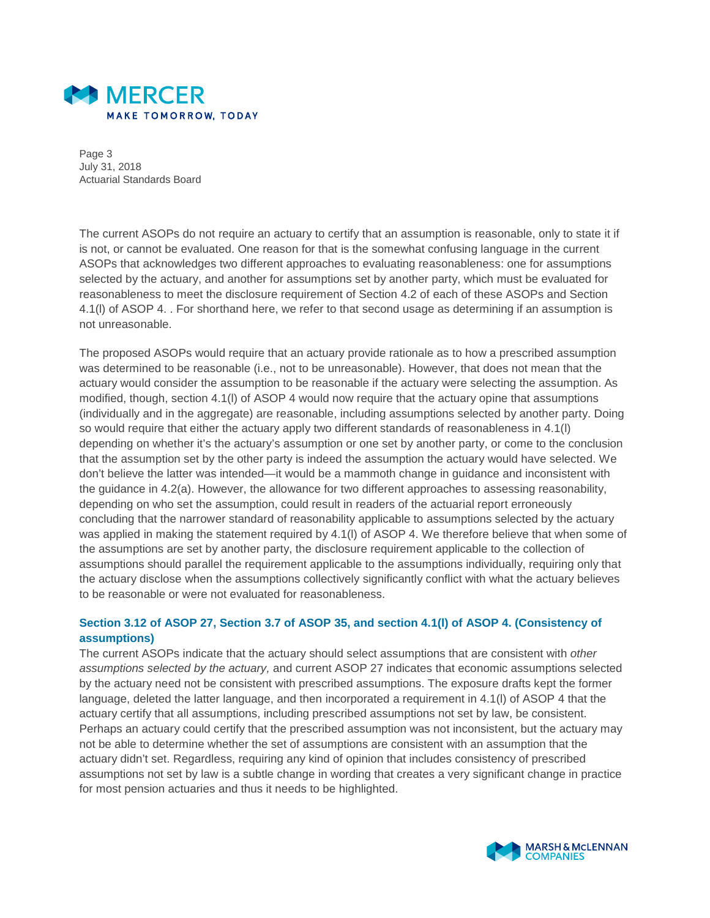The current ASOPs do not require an actuary to certify that an assumption is reasonable, only to state it if is not, or cannot be evaluated. One reason for that is the somewhat confusing language in the current ASOPs that acknowledges two different approaches to evaluating reasonableness: one for assumptions selected by the actuary, and another for assumptions set by another party, which must be evaluated for reasonableness to meet the disclosure requirement of Section 4.2 of each of these ASOPs and Section 4.1(l) of ASOP 4. . For shorthand here, we refer to that second usage as determining if an assumption is not unreasonable.

The proposed ASOPs would require that an actuary provide rationale as to how a prescribed assumption was determined to be reasonable (i.e., not to be unreasonable). However, that does not mean that the actuary would consider the assumption to be reasonable if the actuary were selecting the assumption. As modified, though, section 4.1(l) of ASOP 4 would now require that the actuary opine that assumptions (individually and in the aggregate) are reasonable, including assumptions selected by another party. Doing so would require that either the actuary apply two different standards of reasonableness in 4.1(l) depending on whether it's the actuary's assumption or one set by another party, or come to the conclusion that the assumption set by the other party is indeed the assumption the actuary would have selected. We don't believe the latter was intended—it would be a mammoth change in guidance and inconsistent with the guidance in 4.2(a). However, the allowance for two different approaches to assessing reasonability, depending on who set the assumption, could result in readers of the actuarial report erroneously concluding that the narrower standard of reasonability applicable to assumptions selected by the actuary was applied in making the statement required by 4.1(l) of ASOP 4. We therefore believe that when some of the assumptions are set by another party, the disclosure requirement applicable to the collection of assumptions should parallel the requirement applicable to the assumptions individually, requiring only that the actuary disclose when the assumptions collectively significantly conflict with what the actuary believes to be reasonable or were not evaluated for reasonableness.

### Section 3.12 of ASOP 27, Section 3.7 of ASOP 35, and section 4.1(l) of ASOP 4. (Consistency of assumptions)

The current ASOPs indicate that the actuary should select assumptions that are consistent with *other assumptions selected by the actuary,* and current ASOP 27 indicates that economic assumptions selected by the actuary need not be consistent with prescribed assumptions. The exposure drafts kept the former language, deleted the latter language, and then incorporated a requirement in 4.1(l) of ASOP 4 that the actuary certify that all assumptions, including prescribed assumptions not set by law, be consistent. Perhaps an actuary could certify that the prescribed assumption was not inconsistent, but the actuary may not be able to determine whether the set of assumptions are consistent with an assumption that the actuary didn't set. Regardless, requiring any kind of opinion that includes consistency of prescribed assumptions not set by law is a subtle change in wording that creates a very significant change in practice for most pension actuaries and thus it needs to be highlighted.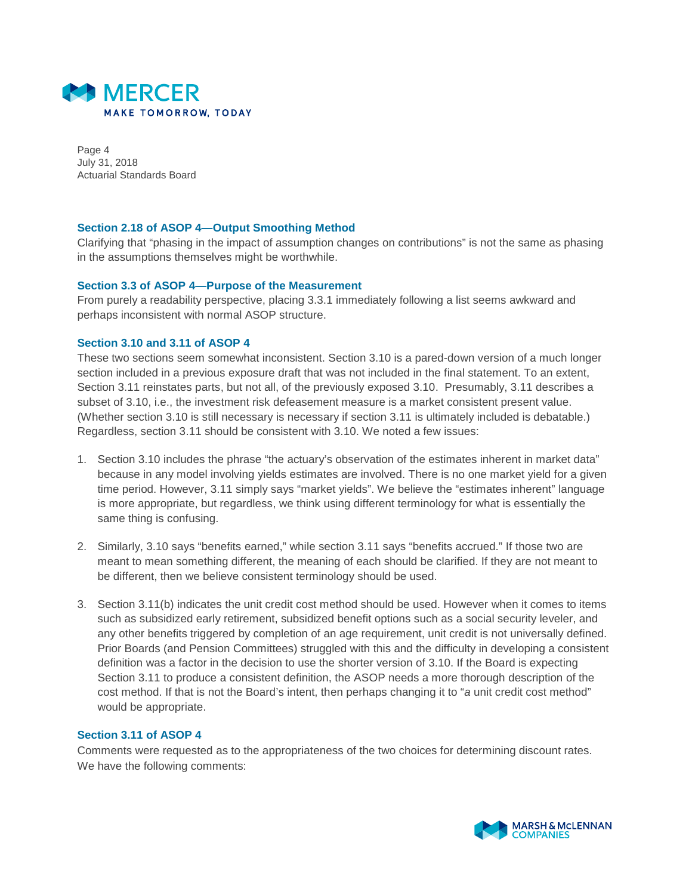### Section 2.18 of ASOP 4—Output Smoothing Method

Clarifying that "phasing in the impact of assumption changes on contributions" is not the same as phasing in the assumptions themselves might be worthwhile.

### Section 3.3 of ASOP 4—Purpose of the Measurement

From purely a readability perspective, placing 3.3.1 immediately following a list seems awkward and perhaps inconsistent with normal ASOP structure.

### Section 3.10 and 3.11 of ASOP 4

These two sections seem somewhat inconsistent. Section 3.10 is a pared-down version of a much longer section included in a previous exposure draft that was not included in the final statement. To an extent, Section 3.11 reinstates parts, but not all, of the previously exposed 3.10. Presumably, 3.11 describes a subset of 3.10, i.e., the investment risk defeasement measure is a market consistent present value. (Whether section 3.10 is still necessary is necessary if section 3.11 is ultimately included is debatable.) Regardless, section 3.11 should be consistent with 3.10. We noted a few issues:

1. Section 3.10 includes the phrase "the actuary's observation of the estimates inherent in market data" because in any model involving yields estimates are involved. There is no one market yield for a given time period. However, 3.11 simply says "market yields". We believe the "estimates inherent" language is more appropriate, but regardless, we think using different terminology for what is essentially the same thing is confusing.

2. Similarly, 3.10 says "benefits earned," while section 3.11 says "benefits accrued." If those two are meant to mean something different, the meaning of each should be clarified. If they are not meant to be different, then we believe consistent terminology should be used.

3. Section 3.11(b) indicates the unit credit cost method should be used. However when it comes to items such as subsidized early retirement, subsidized benefit options such as a social security leveler, and any other benefits triggered by completion of an age requirement, unit credit is not universally defined. Prior Boards (and Pension Committees) struggled with this and the difficulty in developing a consistent definition was a factor in the decision to use the shorter version of 3.10. If the Board is expecting Section 3.11 to produce a consistent definition, the ASOP needs a more thorough description of the cost method. If that is not the Board's intent, then perhaps changing it to "*a* unit credit cost method" would be appropriate.

### Section 3.11 of ASOP 4

Comments were requested as to the appropriateness of the two choices for determining discount rates. We have the following comments: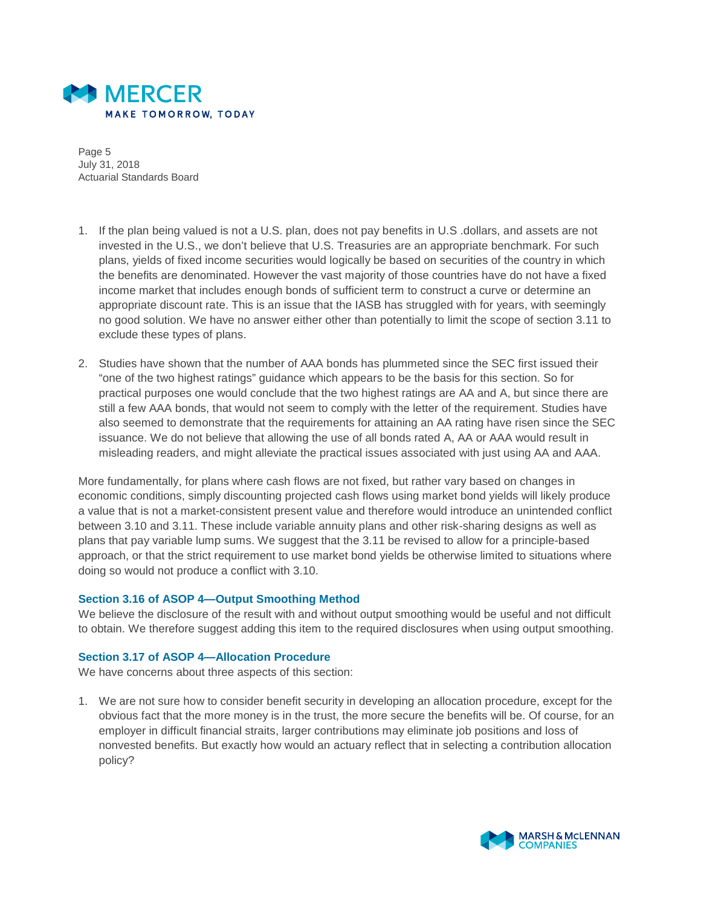1. If the plan being valued is not a U.S. plan, does not pay benefits in U.S .dollars, and assets are not invested in the U.S., we don't believe that U.S. Treasuries are an appropriate benchmark. For such plans, yields of fixed income securities would logically be based on securities of the country in which the benefits are denominated. However the vast majority of those countries have do not have a fixed income market that includes enough bonds of sufficient term to construct a curve or determine an appropriate discount rate. This is an issue that the IASB has struggled with for years, with seemingly no good solution. We have no answer either other than potentially to limit the scope of section 3.11 to exclude these types of plans.

2. Studies have shown that the number of AAA bonds has plummeted since the SEC first issued their "one of the two highest ratings" guidance which appears to be the basis for this section. So for practical purposes one would conclude that the two highest ratings are AA and A, but since there are still a few AAA bonds, that would not seem to comply with the letter of the requirement. Studies have also seemed to demonstrate that the requirements for attaining an AA rating have risen since the SEC issuance. We do not believe that allowing the use of all bonds rated A, AA or AAA would result in misleading readers, and might alleviate the practical issues associated with just using AA and AAA.

More fundamentally, for plans where cash flows are not fixed, but rather vary based on changes in economic conditions, simply discounting projected cash flows using market bond yields will likely produce a value that is not a market-consistent present value and therefore would introduce an unintended conflict between 3.10 and 3.11. These include variable annuity plans and other risk-sharing designs as well as plans that pay variable lump sums. We suggest that the 3.11 be revised to allow for a principle-based approach, or that the strict requirement to use market bond yields be otherwise limited to situations where doing so would not produce a conflict with 3.10.

### Section 3.16 of ASOP 4—Output Smoothing Method

We believe the disclosure of the result with and without output smoothing would be useful and not difficult to obtain. We therefore suggest adding this item to the required disclosures when using output smoothing.

### Section 3.17 of ASOP 4—Allocation Procedure

We have concerns about three aspects of this section:

1. We are not sure how to consider benefit security in developing an allocation procedure, except for the obvious fact that the more money is in the trust, the more secure the benefits will be. Of course, for an employer in difficult financial straits, larger contributions may eliminate job positions and loss of nonvested benefits. But exactly how would an actuary reflect that in selecting a contribution allocation policy?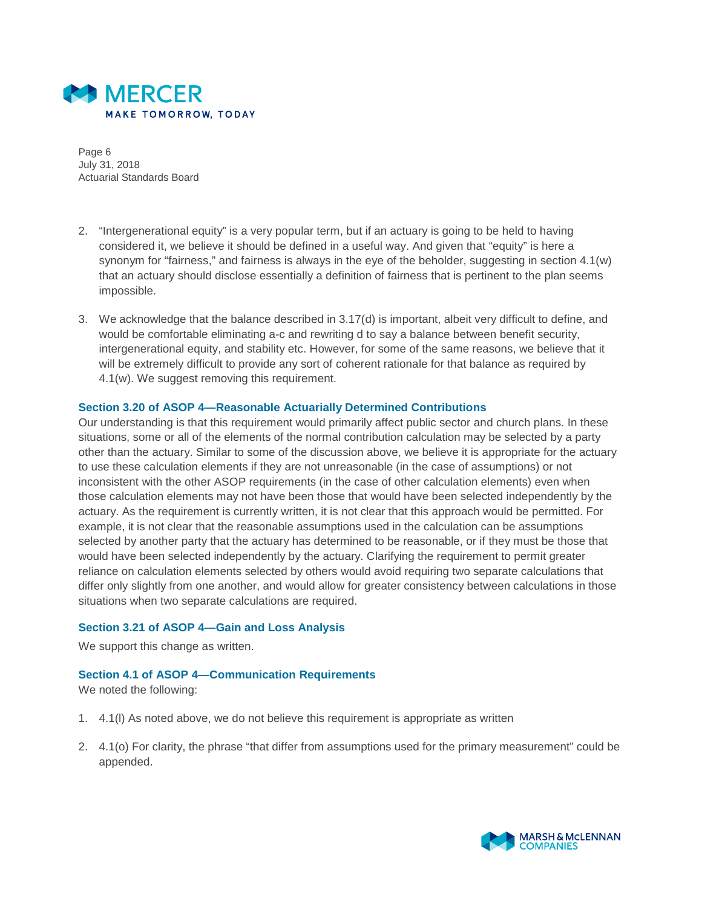2. "Intergenerational equity" is a very popular term, but if an actuary is going to be held to having considered it, we believe it should be defined in a useful way. And given that "equity" is here a synonym for "fairness," and fairness is always in the eye of the beholder, suggesting in section 4.1(w) that an actuary should disclose essentially a definition of fairness that is pertinent to the plan seems impossible.

3. We acknowledge that the balance described in 3.17(d) is important, albeit very difficult to define, and would be comfortable eliminating a-c and rewriting d to say a balance between benefit security, intergenerational equity, and stability etc. However, for some of the same reasons, we believe that it will be extremely difficult to provide any sort of coherent rationale for that balance as required by 4.1(w). We suggest removing this requirement.

### Section 3.20 of ASOP 4—Reasonable Actuarially Determined Contributions

Our understanding is that this requirement would primarily affect public sector and church plans. In these situations, some or all of the elements of the normal contribution calculation may be selected by a party other than the actuary. Similar to some of the discussion above, we believe it is appropriate for the actuary to use these calculation elements if they are not unreasonable (in the case of assumptions) or not inconsistent with the other ASOP requirements (in the case of other calculation elements) even when those calculation elements may not have been those that would have been selected independently by the actuary. As the requirement is currently written, it is not clear that this approach would be permitted. For example, it is not clear that the reasonable assumptions used in the calculation can be assumptions selected by another party that the actuary has determined to be reasonable, or if they must be those that would have been selected independently by the actuary. Clarifying the requirement to permit greater reliance on calculation elements selected by others would avoid requiring two separate calculations that differ only slightly from one another, and would allow for greater consistency between calculations in those situations when two separate calculations are required.

### Section 3.21 of ASOP 4—Gain and Loss Analysis

We support this change as written.

### Section 4.1 of ASOP 4—Communication Requirements

We noted the following:

1. 4.1(l) As noted above, we do not believe this requirement is appropriate as written

2. 4.1(o) For clarity, the phrase "that differ from assumptions used for the primary measurement" could be appended.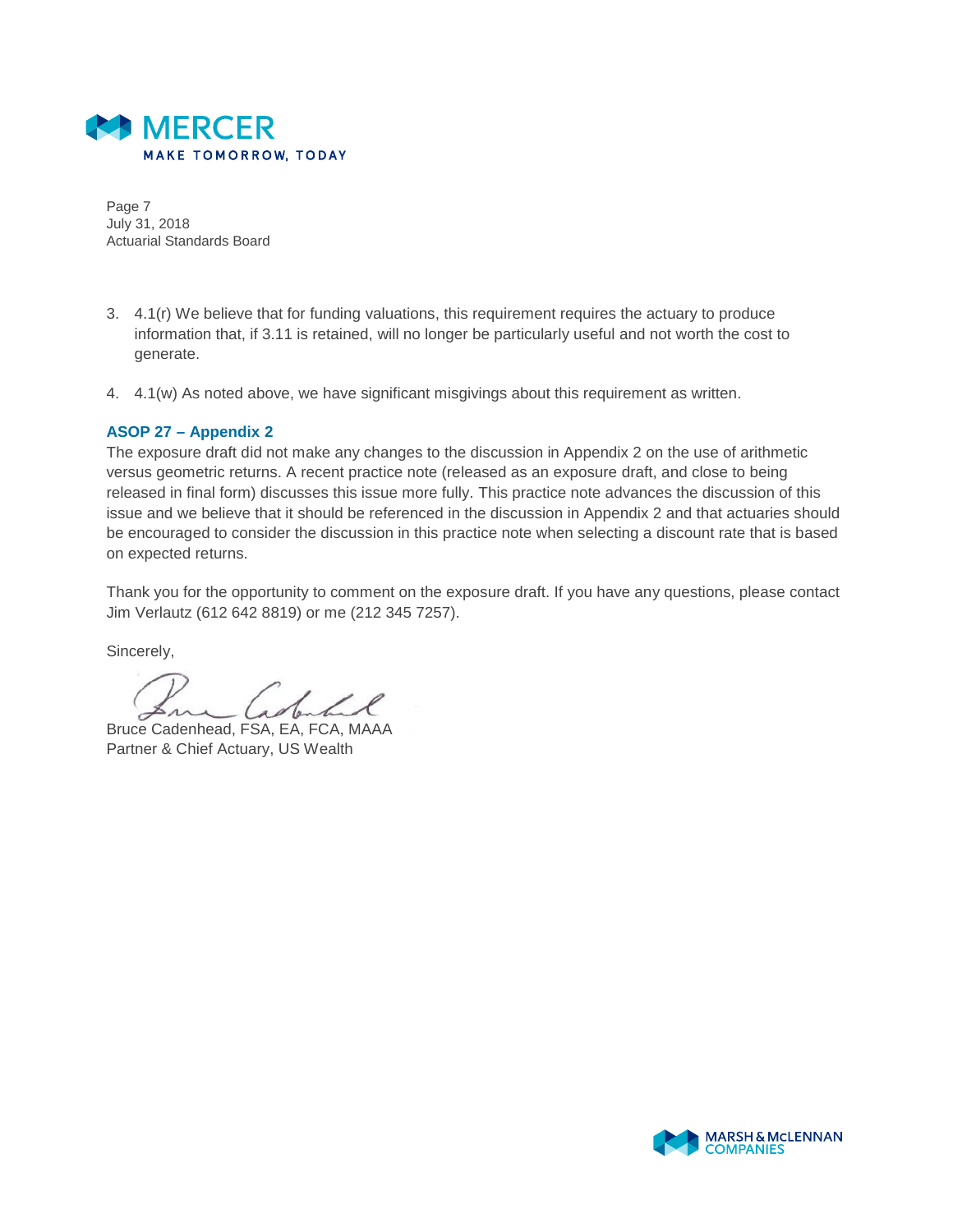3. 4.1(r) We believe that for funding valuations, this requirement requires the actuary to produce information that, if 3.11 is retained, will no longer be particularly useful and not worth the cost to generate.

4. 4.1(w) As noted above, we have significant misgivings about this requirement as written.

### ASOP 27 – Appendix 2

The exposure draft did not make any changes to the discussion in Appendix 2 on the use of arithmetic versus geometric returns. A recent practice note (released as an exposure draft, and close to being released in final form) discusses this issue more fully. This practice note advances the discussion of this issue and we believe that it should be referenced in the discussion in Appendix 2 and that actuaries should be encouraged to consider the discussion in this practice note when selecting a discount rate that is based on expected returns.

Thank you for the opportunity to comment on the exposure draft. If you have any questions, please contact Jim Verlautz (612 642 8819) or me (212 345 7257).

Sincerely,

Bruce Cadenhead, FSA, EA, FCA, MAAA
Partner & Chief Actuary, US Wealth